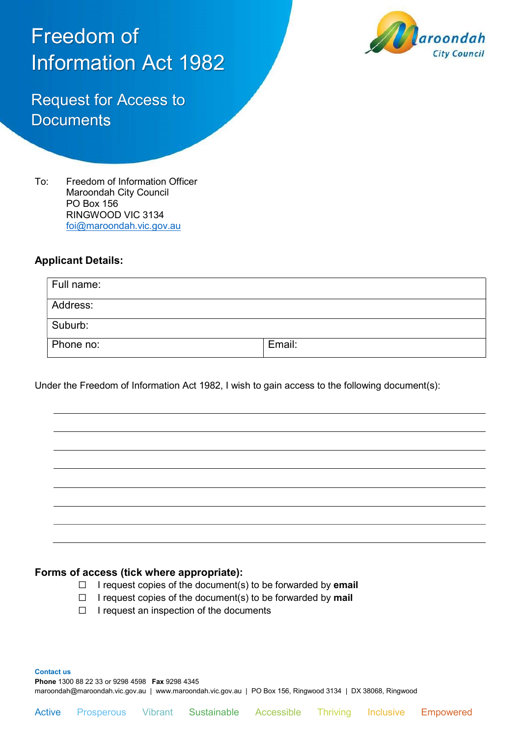# Freedom of Information Act 1982

## Request for Access to Documents

To: Freedom of Information Officer
Maroondah City Council
PO Box 156
RINGWOOD VIC 3134
foi@maroondah.vic.gov.au

### Applicant Details:

| Full name: | |
|---|---|
| Address: | |
| Suburb: | |
| Phone no: | Email: |

Under the Freedom of Information Act 1982, I wish to gain access to the following document(s):

_______________________________________________

_______________________________________________

_______________________________________________

_______________________________________________

_______________________________________________

_______________________________________________

_______________________________________________

_______________________________________________

### Forms of access (tick where appropriate):

- ☐ I request copies of the document(s) to be forwarded by **email**
- ☐ I request copies of the document(s) to be forwarded by **mail**
- ☐ I request an inspection of the documents

**Contact us**
**Phone** 1300 88 22 33 or 9298 4598 **Fax** 9298 4345
maroondah@maroondah.vic.gov.au | www.maroondah.vic.gov.au | PO Box 156, Ringwood 3134 | DX 38068, Ringwood

Active Prosperous Vibrant Sustainable Accessible Thriving Inclusive Empowered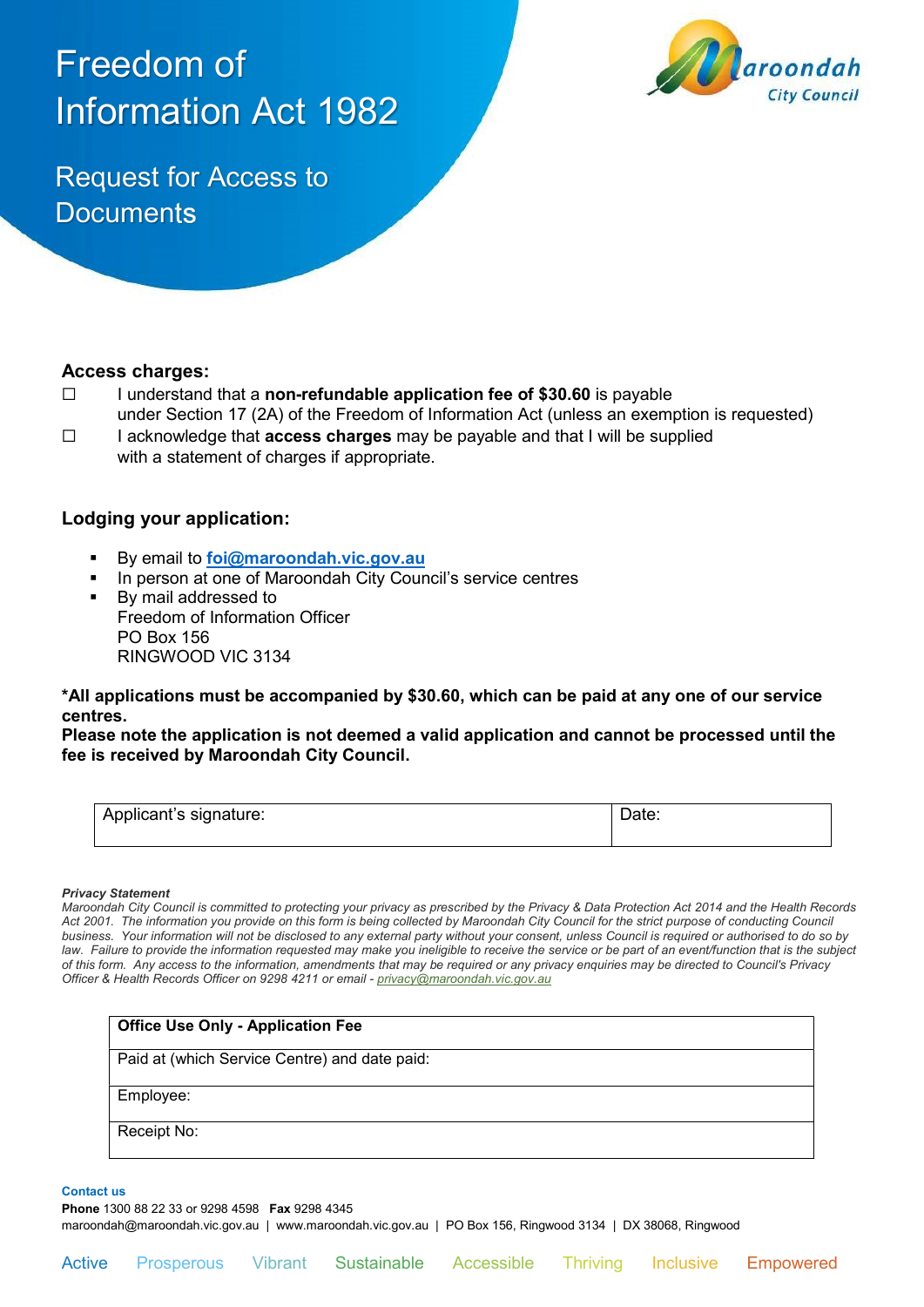# Freedom of Information Act 1982

## Request for Access to Documents

### Access charges:

☐ I understand that a **non-refundable application fee of $30.60** is payable under Section 17 (2A) of the Freedom of Information Act (unless an exemption is requested)

☐ I acknowledge that **access charges** may be payable and that I will be supplied with a statement of charges if appropriate.

### Lodging your application:

- By email to **foi@maroondah.vic.gov.au**
- In person at one of Maroondah City Council's service centres
- By mail addressed to
  Freedom of Information Officer
  PO Box 156
  RINGWOOD VIC 3134

**\*All applications must be accompanied by $30.60, which can be paid at any one of our service centres.**
**Please note the application is not deemed a valid application and cannot be processed until the fee is received by Maroondah City Council.**

| Applicant's signature: | Date: |
|---|---|

***Privacy Statement***
*Maroondah City Council is committed to protecting your privacy as prescribed by the Privacy & Data Protection Act 2014 and the Health Records Act 2001. The information you provide on this form is being collected by Maroondah City Council for the strict purpose of conducting Council business. Your information will not be disclosed to any external party without your consent, unless Council is required or authorised to do so by law. Failure to provide the information requested may make you ineligible to receive the service or be part of an event/function that is the subject of this form. Any access to the information, amendments that may be required or any privacy enquiries may be directed to Council's Privacy Officer & Health Records Officer on 9298 4211 or email - privacy@maroondah.vic.gov.au*

| **Office Use Only - Application Fee** |
|---|
| Paid at (which Service Centre) and date paid: |
| Employee: |
| Receipt No: |

**Contact us**
**Phone** 1300 88 22 33 or 9298 4598 **Fax** 9298 4345
maroondah@maroondah.vic.gov.au | www.maroondah.vic.gov.au | PO Box 156, Ringwood 3134 | DX 38068, Ringwood

Active Prosperous Vibrant Sustainable Accessible Thriving Inclusive Empowered